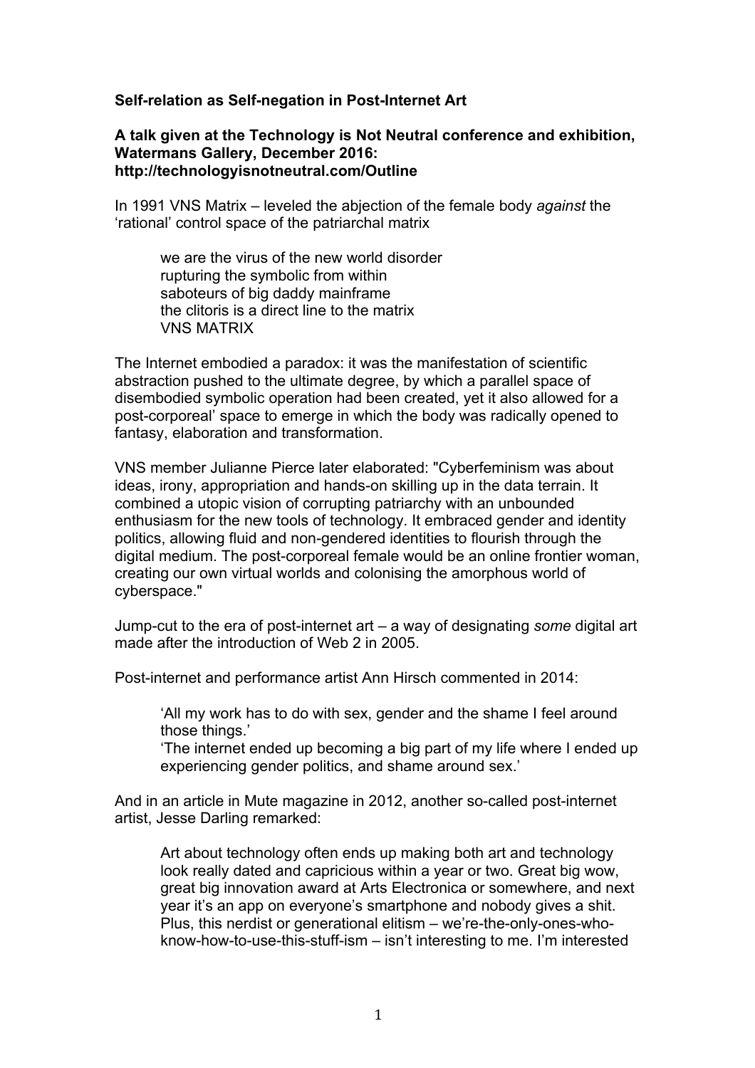**Self-relation as Self-negation in Post-Internet Art**

**A talk given at the Technology is Not Neutral conference and exhibition, Watermans Gallery, December 2016: http://technologyisnotneutral.com/Outline**

In 1991 VNS Matrix – leveled the abjection of the female body *against* the 'rational' control space of the patriarchal matrix

> we are the virus of the new world disorder
> rupturing the symbolic from within
> saboteurs of big daddy mainframe
> the clitoris is a direct line to the matrix
> VNS MATRIX

The Internet embodied a paradox: it was the manifestation of scientific abstraction pushed to the ultimate degree, by which a parallel space of disembodied symbolic operation had been created, yet it also allowed for a post-corporeal' space to emerge in which the body was radically opened to fantasy, elaboration and transformation.

VNS member Julianne Pierce later elaborated: "Cyberfeminism was about ideas, irony, appropriation and hands-on skilling up in the data terrain. It combined a utopic vision of corrupting patriarchy with an unbounded enthusiasm for the new tools of technology. It embraced gender and identity politics, allowing fluid and non-gendered identities to flourish through the digital medium. The post-corporeal female would be an online frontier woman, creating our own virtual worlds and colonising the amorphous world of cyberspace."

Jump-cut to the era of post-internet art – a way of designating *some* digital art made after the introduction of Web 2 in 2005.

Post-internet and performance artist Ann Hirsch commented in 2014:

> 'All my work has to do with sex, gender and the shame I feel around those things.'
> 'The internet ended up becoming a big part of my life where I ended up experiencing gender politics, and shame around sex.'

And in an article in Mute magazine in 2012, another so-called post-internet artist, Jesse Darling remarked:

> Art about technology often ends up making both art and technology look really dated and capricious within a year or two. Great big wow, great big innovation award at Arts Electronica or somewhere, and next year it's an app on everyone's smartphone and nobody gives a shit. Plus, this nerdist or generational elitism – we're-the-only-ones-who-know-how-to-use-this-stuff-ism – isn't interesting to me. I'm interested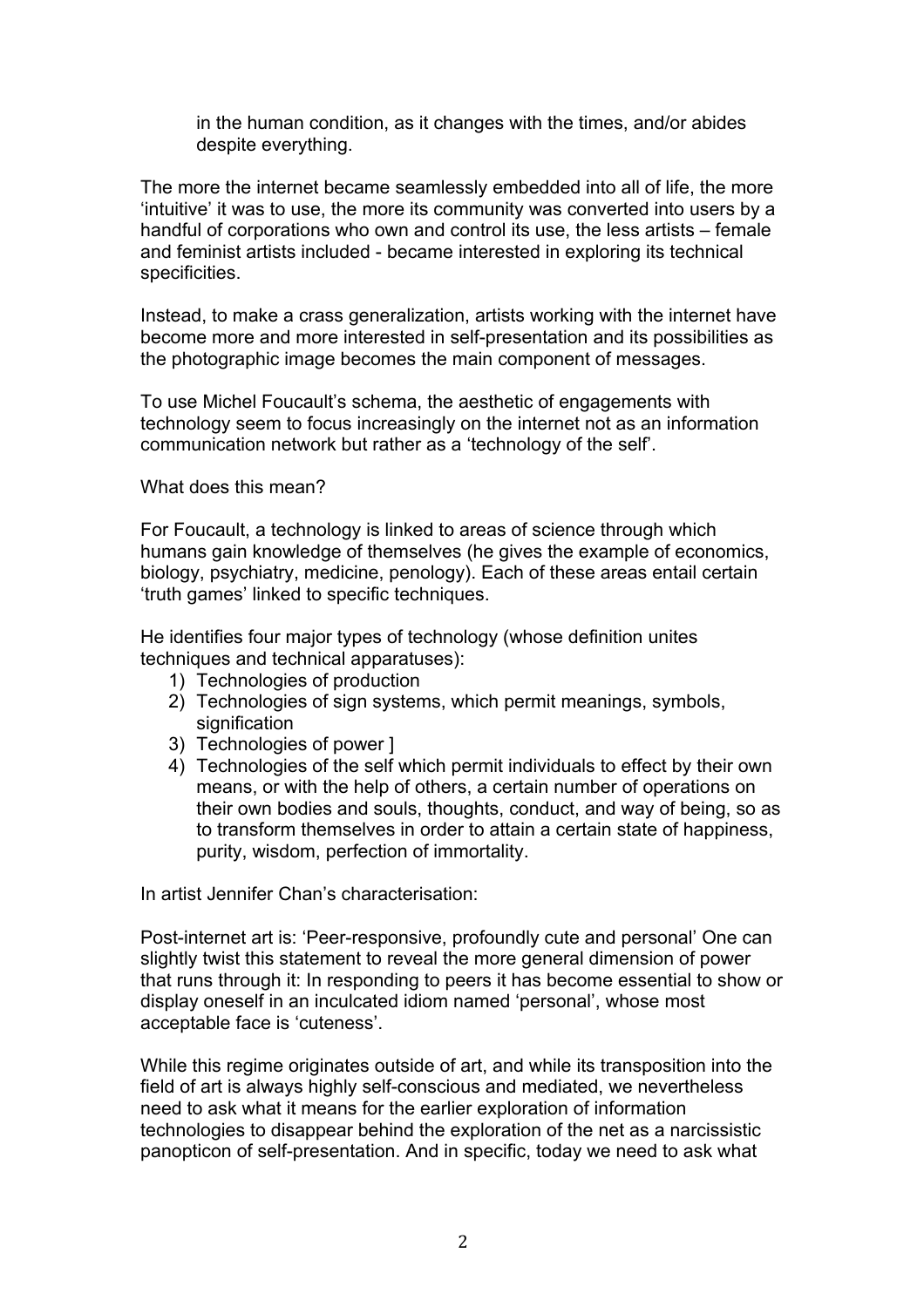in the human condition, as it changes with the times, and/or abides despite everything.

The more the internet became seamlessly embedded into all of life, the more 'intuitive' it was to use, the more its community was converted into users by a handful of corporations who own and control its use, the less artists – female and feminist artists included - became interested in exploring its technical specificities.

Instead, to make a crass generalization, artists working with the internet have become more and more interested in self-presentation and its possibilities as the photographic image becomes the main component of messages.

To use Michel Foucault's schema, the aesthetic of engagements with technology seem to focus increasingly on the internet not as an information communication network but rather as a 'technology of the self'.

What does this mean?

For Foucault, a technology is linked to areas of science through which humans gain knowledge of themselves (he gives the example of economics, biology, psychiatry, medicine, penology). Each of these areas entail certain 'truth games' linked to specific techniques.

He identifies four major types of technology (whose definition unites techniques and technical apparatuses):

1) Technologies of production
2) Technologies of sign systems, which permit meanings, symbols, signification
3) Technologies of power ]
4) Technologies of the self which permit individuals to effect by their own means, or with the help of others, a certain number of operations on their own bodies and souls, thoughts, conduct, and way of being, so as to transform themselves in order to attain a certain state of happiness, purity, wisdom, perfection of immortality.

In artist Jennifer Chan's characterisation:

Post-internet art is: 'Peer-responsive, profoundly cute and personal' One can slightly twist this statement to reveal the more general dimension of power that runs through it: In responding to peers it has become essential to show or display oneself in an inculcated idiom named 'personal', whose most acceptable face is 'cuteness'.

While this regime originates outside of art, and while its transposition into the field of art is always highly self-conscious and mediated, we nevertheless need to ask what it means for the earlier exploration of information technologies to disappear behind the exploration of the net as a narcissistic panopticon of self-presentation. And in specific, today we need to ask what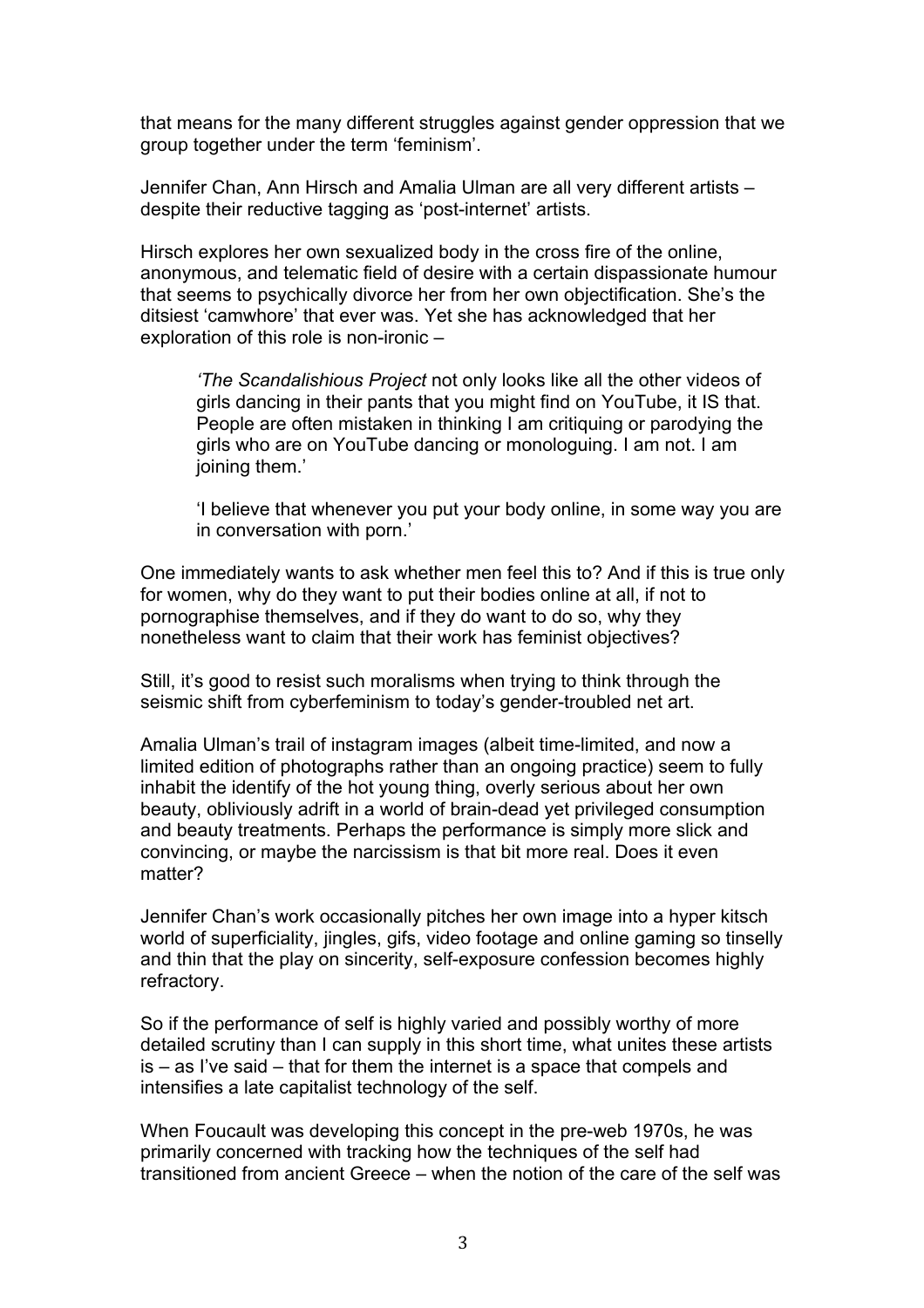that means for the many different struggles against gender oppression that we group together under the term 'feminism'.

Jennifer Chan, Ann Hirsch and Amalia Ulman are all very different artists – despite their reductive tagging as 'post-internet' artists.

Hirsch explores her own sexualized body in the cross fire of the online, anonymous, and telematic field of desire with a certain dispassionate humour that seems to psychically divorce her from her own objectification. She's the ditsiest 'camwhore' that ever was. Yet she has acknowledged that her exploration of this role is non-ironic –

> *'The Scandalishious Project* not only looks like all the other videos of girls dancing in their pants that you might find on YouTube, it IS that. People are often mistaken in thinking I am critiquing or parodying the girls who are on YouTube dancing or monologuing. I am not. I am joining them.'
>
> 'I believe that whenever you put your body online, in some way you are in conversation with porn.'

One immediately wants to ask whether men feel this to? And if this is true only for women, why do they want to put their bodies online at all, if not to pornographise themselves, and if they do want to do so, why they nonetheless want to claim that their work has feminist objectives?

Still, it's good to resist such moralisms when trying to think through the seismic shift from cyberfeminism to today's gender-troubled net art.

Amalia Ulman's trail of instagram images (albeit time-limited, and now a limited edition of photographs rather than an ongoing practice) seem to fully inhabit the identify of the hot young thing, overly serious about her own beauty, obliviously adrift in a world of brain-dead yet privileged consumption and beauty treatments. Perhaps the performance is simply more slick and convincing, or maybe the narcissism is that bit more real. Does it even matter?

Jennifer Chan's work occasionally pitches her own image into a hyper kitsch world of superficiality, jingles, gifs, video footage and online gaming so tinselly and thin that the play on sincerity, self-exposure confession becomes highly refractory.

So if the performance of self is highly varied and possibly worthy of more detailed scrutiny than I can supply in this short time, what unites these artists is – as I've said – that for them the internet is a space that compels and intensifies a late capitalist technology of the self.

When Foucault was developing this concept in the pre-web 1970s, he was primarily concerned with tracking how the techniques of the self had transitioned from ancient Greece – when the notion of the care of the self was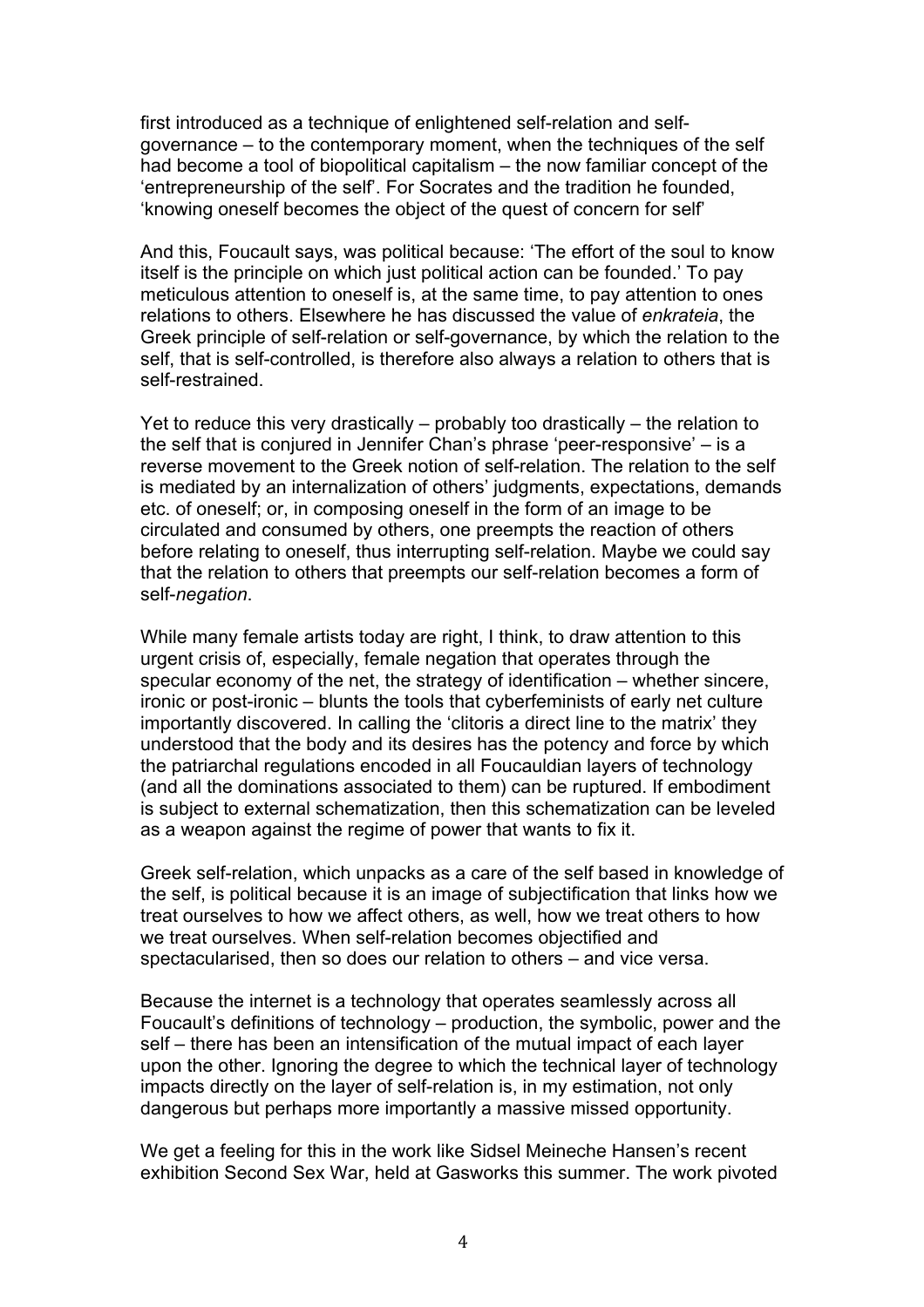first introduced as a technique of enlightened self-relation and self-governance – to the contemporary moment, when the techniques of the self had become a tool of biopolitical capitalism – the now familiar concept of the 'entrepreneurship of the self'. For Socrates and the tradition he founded, 'knowing oneself becomes the object of the quest of concern for self'

And this, Foucault says, was political because: 'The effort of the soul to know itself is the principle on which just political action can be founded.' To pay meticulous attention to oneself is, at the same time, to pay attention to ones relations to others. Elsewhere he has discussed the value of *enkrateia*, the Greek principle of self-relation or self-governance, by which the relation to the self, that is self-controlled, is therefore also always a relation to others that is self-restrained.

Yet to reduce this very drastically – probably too drastically – the relation to the self that is conjured in Jennifer Chan's phrase 'peer-responsive' – is a reverse movement to the Greek notion of self-relation. The relation to the self is mediated by an internalization of others' judgments, expectations, demands etc. of oneself; or, in composing oneself in the form of an image to be circulated and consumed by others, one preempts the reaction of others before relating to oneself, thus interrupting self-relation. Maybe we could say that the relation to others that preempts our self-relation becomes a form of self-*negation*.

While many female artists today are right, I think, to draw attention to this urgent crisis of, especially, female negation that operates through the specular economy of the net, the strategy of identification – whether sincere, ironic or post-ironic – blunts the tools that cyberfeminists of early net culture importantly discovered. In calling the 'clitoris a direct line to the matrix' they understood that the body and its desires has the potency and force by which the patriarchal regulations encoded in all Foucauldian layers of technology (and all the dominations associated to them) can be ruptured. If embodiment is subject to external schematization, then this schematization can be leveled as a weapon against the regime of power that wants to fix it.

Greek self-relation, which unpacks as a care of the self based in knowledge of the self, is political because it is an image of subjectification that links how we treat ourselves to how we affect others, as well, how we treat others to how we treat ourselves. When self-relation becomes objectified and spectacularised, then so does our relation to others – and vice versa.

Because the internet is a technology that operates seamlessly across all Foucault's definitions of technology – production, the symbolic, power and the self – there has been an intensification of the mutual impact of each layer upon the other. Ignoring the degree to which the technical layer of technology impacts directly on the layer of self-relation is, in my estimation, not only dangerous but perhaps more importantly a massive missed opportunity.

We get a feeling for this in the work like Sidsel Meineche Hansen's recent exhibition Second Sex War, held at Gasworks this summer. The work pivoted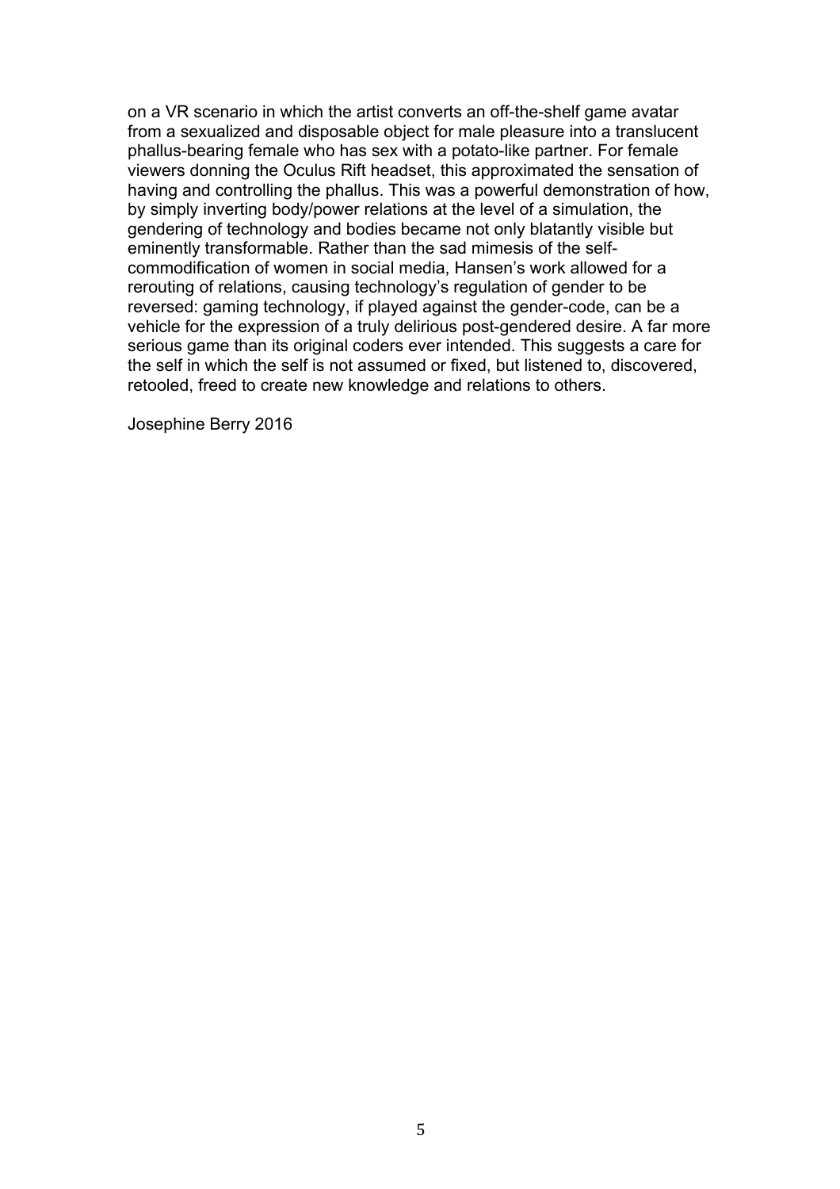on a VR scenario in which the artist converts an off-the-shelf game avatar from a sexualized and disposable object for male pleasure into a translucent phallus-bearing female who has sex with a potato-like partner. For female viewers donning the Oculus Rift headset, this approximated the sensation of having and controlling the phallus. This was a powerful demonstration of how, by simply inverting body/power relations at the level of a simulation, the gendering of technology and bodies became not only blatantly visible but eminently transformable. Rather than the sad mimesis of the self-commodification of women in social media, Hansen's work allowed for a rerouting of relations, causing technology's regulation of gender to be reversed: gaming technology, if played against the gender-code, can be a vehicle for the expression of a truly delirious post-gendered desire. A far more serious game than its original coders ever intended. This suggests a care for the self in which the self is not assumed or fixed, but listened to, discovered, retooled, freed to create new knowledge and relations to others.

Josephine Berry 2016